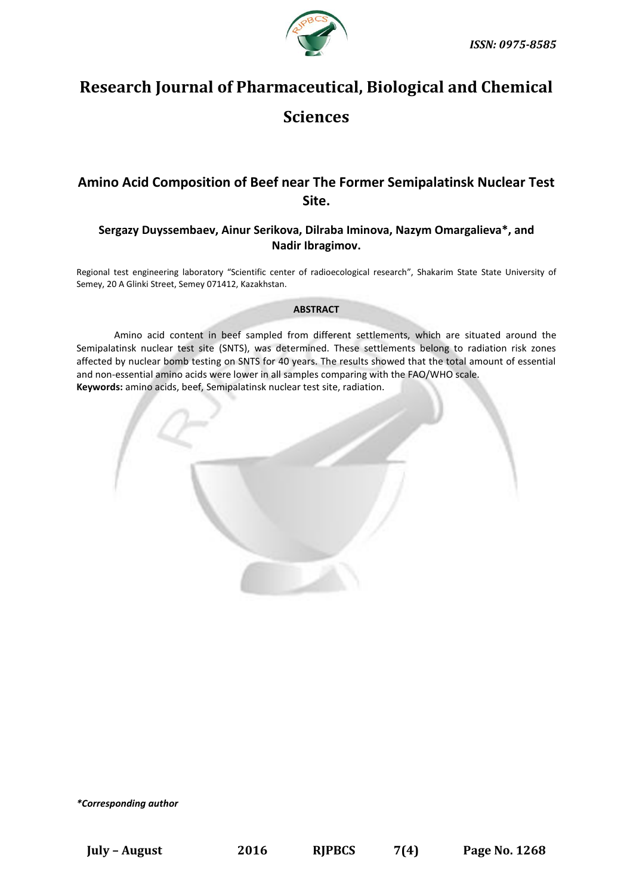# Research Journal of Pharmaceutical, Biological and Chemical Sciences

## Amino Acid Composition of Beef near The Former Semipalatinsk Nuclear Test Site.

**Sergazy Duyssembaev, Ainur Serikova, Dilraba Iminova, Nazym Omargalieva\*, and Nadir Ibragimov.**

Regional test engineering laboratory "Scientific center of radioecological research", Shakarim State State University of Semey, 20 A Glinki Street, Semey 071412, Kazakhstan.

**ABSTRACT**

Amino acid content in beef sampled from different settlements, which are situated around the Semipalatinsk nuclear test site (SNTS), was determined. These settlements belong to radiation risk zones affected by nuclear bomb testing on SNTS for 40 years. The results showed that the total amount of essential and non-essential amino acids were lower in all samples comparing with the FAO/WHO scale.

**Keywords:** amino acids, beef, Semipalatinsk nuclear test site, radiation.

*\*Corresponding author*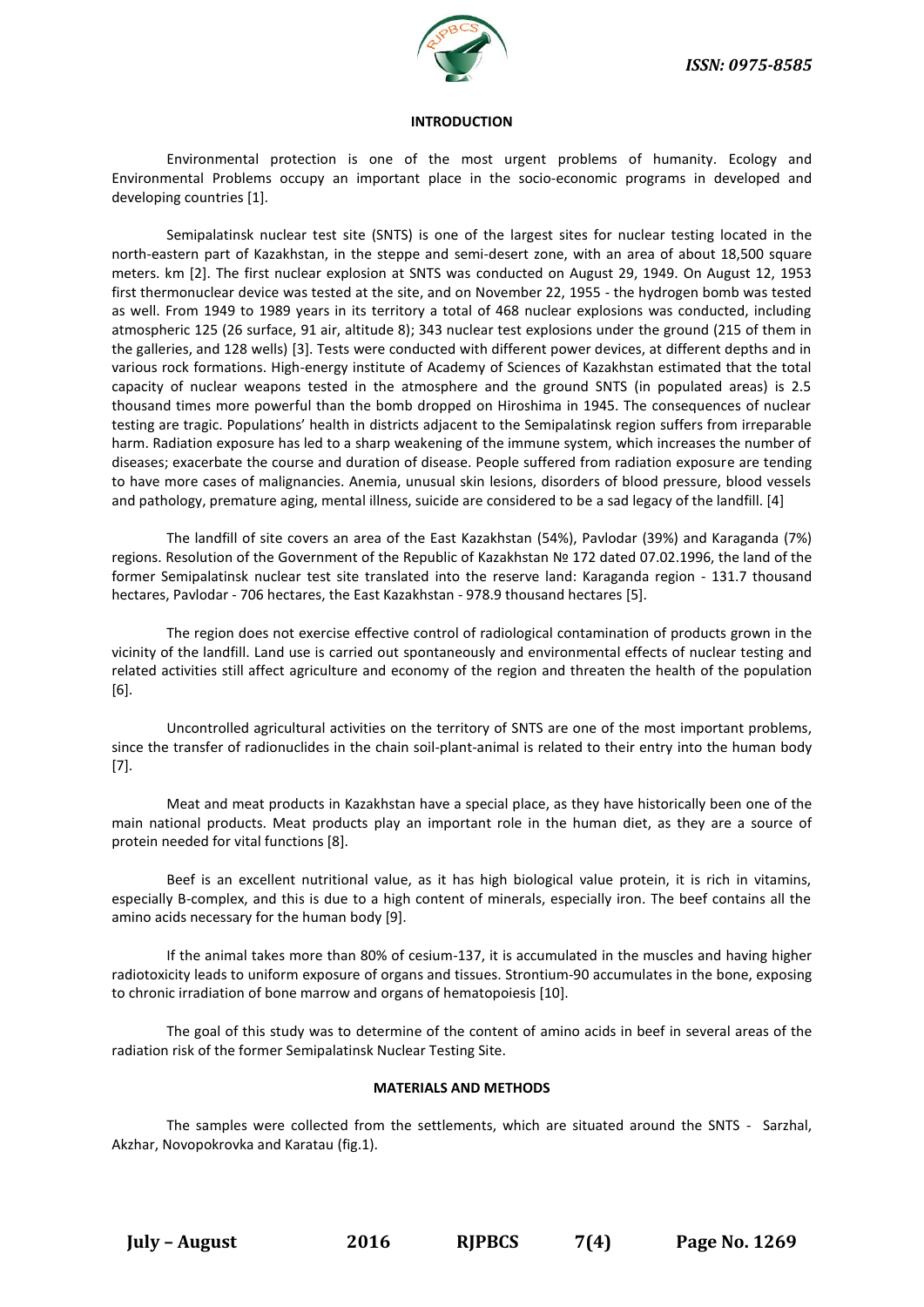## INTRODUCTION

Environmental protection is one of the most urgent problems of humanity. Ecology and Environmental Problems occupy an important place in the socio-economic programs in developed and developing countries [1].

Semipalatinsk nuclear test site (SNTS) is one of the largest sites for nuclear testing located in the north-eastern part of Kazakhstan, in the steppe and semi-desert zone, with an area of about 18,500 square meters. km [2]. The first nuclear explosion at SNTS was conducted on August 29, 1949. On August 12, 1953 first thermonuclear device was tested at the site, and on November 22, 1955 - the hydrogen bomb was tested as well. From 1949 to 1989 years in its territory a total of 468 nuclear explosions was conducted, including atmospheric 125 (26 surface, 91 air, altitude 8); 343 nuclear test explosions under the ground (215 of them in the galleries, and 128 wells) [3]. Tests were conducted with different power devices, at different depths and in various rock formations. High-energy institute of Academy of Sciences of Kazakhstan estimated that the total capacity of nuclear weapons tested in the atmosphere and the ground SNTS (in populated areas) is 2.5 thousand times more powerful than the bomb dropped on Hiroshima in 1945. The consequences of nuclear testing are tragic. Populations' health in districts adjacent to the Semipalatinsk region suffers from irreparable harm. Radiation exposure has led to a sharp weakening of the immune system, which increases the number of diseases; exacerbate the course and duration of disease. People suffered from radiation exposure are tending to have more cases of malignancies. Anemia, unusual skin lesions, disorders of blood pressure, blood vessels and pathology, premature aging, mental illness, suicide are considered to be a sad legacy of the landfill. [4]

The landfill of site covers an area of the East Kazakhstan (54%), Pavlodar (39%) and Karaganda (7%) regions. Resolution of the Government of the Republic of Kazakhstan № 172 dated 07.02.1996, the land of the former Semipalatinsk nuclear test site translated into the reserve land: Karaganda region - 131.7 thousand hectares, Pavlodar - 706 hectares, the East Kazakhstan - 978.9 thousand hectares [5].

The region does not exercise effective control of radiological contamination of products grown in the vicinity of the landfill. Land use is carried out spontaneously and environmental effects of nuclear testing and related activities still affect agriculture and economy of the region and threaten the health of the population [6].

Uncontrolled agricultural activities on the territory of SNTS are one of the most important problems, since the transfer of radionuclides in the chain soil-plant-animal is related to their entry into the human body [7].

Meat and meat products in Kazakhstan have a special place, as they have historically been one of the main national products. Meat products play an important role in the human diet, as they are a source of protein needed for vital functions [8].

Beef is an excellent nutritional value, as it has high biological value protein, it is rich in vitamins, especially B-complex, and this is due to a high content of minerals, especially iron. The beef contains all the amino acids necessary for the human body [9].

If the animal takes more than 80% of cesium-137, it is accumulated in the muscles and having higher radiotoxicity leads to uniform exposure of organs and tissues. Strontium-90 accumulates in the bone, exposing to chronic irradiation of bone marrow and organs of hematopoiesis [10].

The goal of this study was to determine of the content of amino acids in beef in several areas of the radiation risk of the former Semipalatinsk Nuclear Testing Site.

## MATERIALS AND METHODS

The samples were collected from the settlements, which are situated around the SNTS - Sarzhal, Akzhar, Novopokrovka and Karatau (fig.1).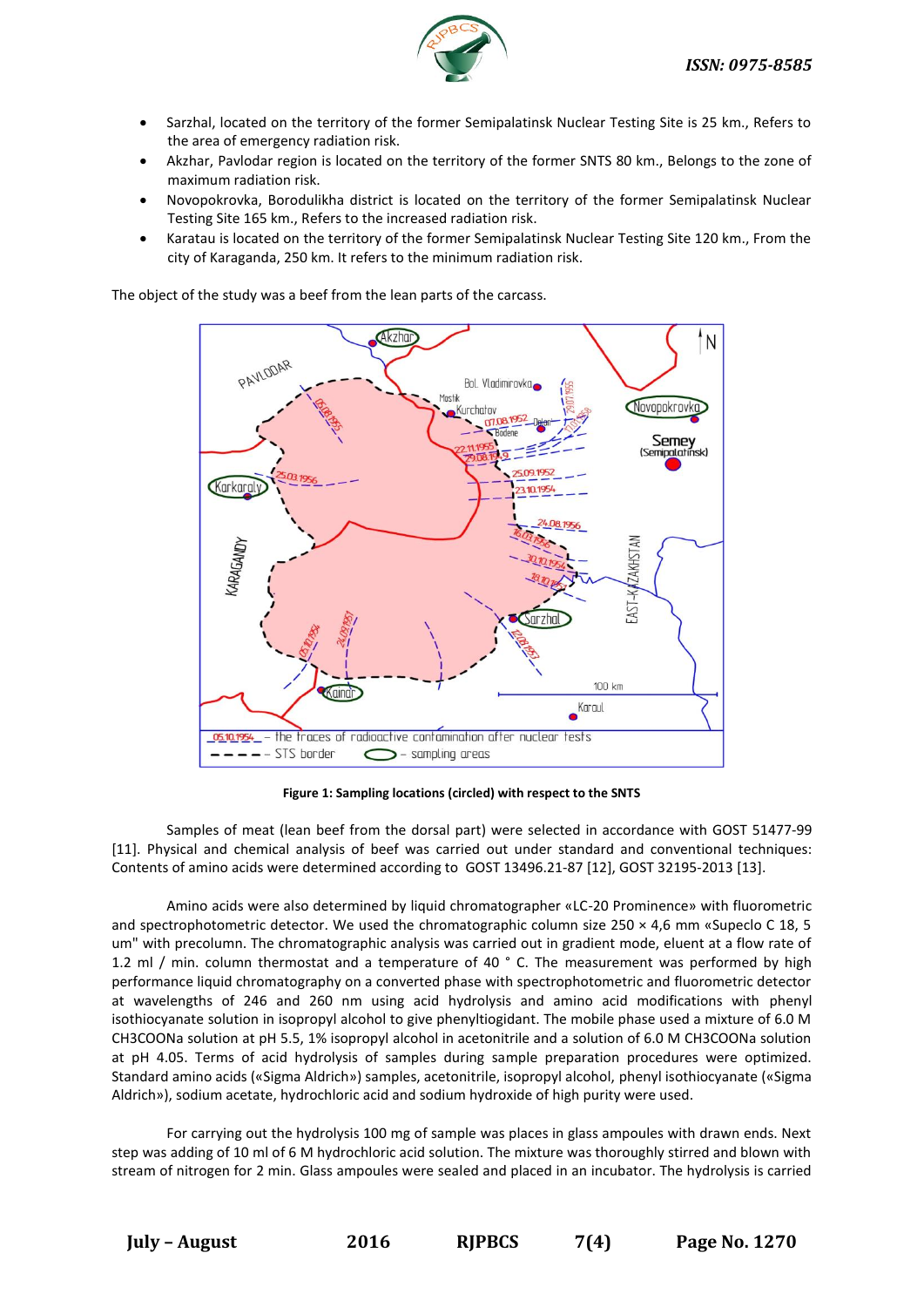- Sarzhal, located on the territory of the former Semipalatinsk Nuclear Testing Site is 25 km., Refers to the area of emergency radiation risk.
- Akzhar, Pavlodar region is located on the territory of the former SNTS 80 km., Belongs to the zone of maximum radiation risk.
- Novopokrovka, Borodulikha district is located on the territory of the former Semipalatinsk Nuclear Testing Site 165 km., Refers to the increased radiation risk.
- Karatau is located on the territory of the former Semipalatinsk Nuclear Testing Site 120 km., From the city of Karaganda, 250 km. It refers to the minimum radiation risk.

The object of the study was a beef from the lean parts of the carcass.

**Figure 1: Sampling locations (circled) with respect to the SNTS**

Samples of meat (lean beef from the dorsal part) were selected in accordance with GOST 51477-99 [11]. Physical and chemical analysis of beef was carried out under standard and conventional techniques: Contents of amino acids were determined according to GOST 13496.21-87 [12], GOST 32195-2013 [13].

Amino acids were also determined by liquid chromatographer «LC-20 Prominence» with fluorometric and spectrophotometric detector. We used the chromatographic column size 250 × 4,6 mm «Supeclo C 18, 5 um" with precolumn. The chromatographic analysis was carried out in gradient mode, eluent at a flow rate of 1.2 ml / min. column thermostat and a temperature of 40 ° C. The measurement was performed by high performance liquid chromatography on a converted phase with spectrophotometric and fluorometric detector at wavelengths of 246 and 260 nm using acid hydrolysis and amino acid modifications with phenyl isothiocyanate solution in isopropyl alcohol to give phenyltiogidant. The mobile phase used a mixture of 6.0 M $CH_3COONa$ solution at pH 5.5, 1% isopropyl alcohol in acetonitrile and a solution of 6.0 M $CH_3COONa$ solution at pH 4.05. Terms of acid hydrolysis of samples during sample preparation procedures were optimized. Standard amino acids («Sigma Aldrich») samples, acetonitrile, isopropyl alcohol, phenyl isothiocyanate («Sigma Aldrich»), sodium acetate, hydrochloric acid and sodium hydroxide of high purity were used.

For carrying out the hydrolysis 100 mg of sample was places in glass ampoules with drawn ends. Next step was adding of 10 ml of 6 M hydrochloric acid solution. The mixture was thoroughly stirred and blown with stream of nitrogen for 2 min. Glass ampoules were sealed and placed in an incubator. The hydrolysis is carried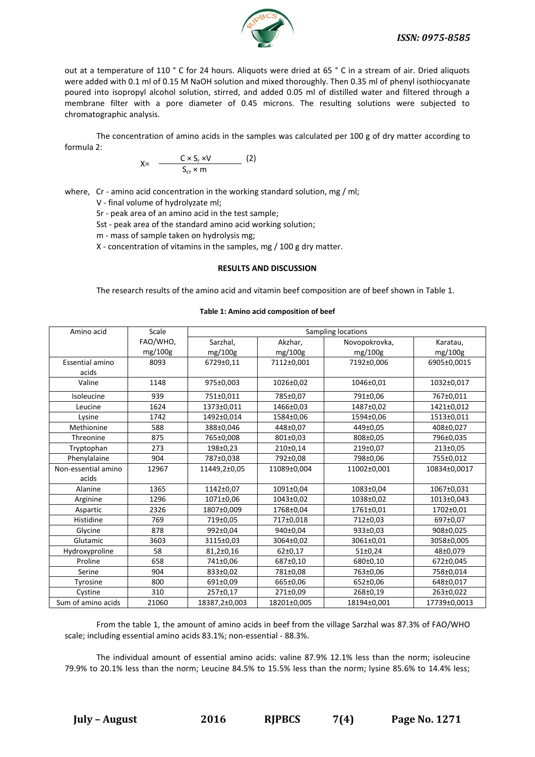out at a temperature of 110 ° C for 24 hours. Aliquots were dried at 65 ° C in a stream of air. Dried aliquots were added with 0.1 ml of 0.15 M NaOH solution and mixed thoroughly. Then 0.35 ml of phenyl isothiocyanate poured into isopropyl alcohol solution, stirred, and added 0.05 ml of distilled water and filtered through a membrane filter with a pore diameter of 0.45 microns. The resulting solutions were subjected to chromatographic analysis.

The concentration of amino acids in the samples was calculated per 100 g of dry matter according to formula 2:

$$X = \frac{C \times S_r \times V}{S_{ст} \times m} \quad (2)$$

where, Cr - amino acid concentration in the working standard solution, mg / ml;

V - final volume of hydrolyzate ml;

Sr - peak area of an amino acid in the test sample;

Sst - peak area of the standard amino acid working solution;

m - mass of sample taken on hydrolysis mg;

X - concentration of vitamins in the samples, mg / 100 g dry matter.

## RESULTS AND DISCUSSION

The research results of the amino acid and vitamin beef composition are of beef shown in Table 1.

**Table 1: Amino acid composition of beef**

| Amino acid | Scale FAO/WHO, mg/100g | Sampling locations | | | |
|---|---|---|---|---|---|
| | | Sarzhal, mg/100g | Akzhar, mg/100g | Novopokrovka, mg/100g | Karatau, mg/100g |
| Essential amino acids | 8093 | 6729±0,11 | 7112±0,001 | 7192±0,006 | 6905±0,0015 |
| Valine | 1148 | 975±0,003 | 1026±0,02 | 1046±0,01 | 1032±0,017 |
| Isoleucine | 939 | 751±0,011 | 785±0,07 | 791±0,06 | 767±0,011 |
| Leucine | 1624 | 1373±0,011 | 1466±0,03 | 1487±0,02 | 1421±0,012 |
| Lysine | 1742 | 1492±0,014 | 1584±0,06 | 1594±0,06 | 1513±0,011 |
| Methionine | 588 | 388±0,046 | 448±0,07 | 449±0,05 | 408±0,027 |
| Threonine | 875 | 765±0,008 | 801±0,03 | 808±0,05 | 796±0,035 |
| Tryptophan | 273 | 198±0,23 | 210±0,14 | 219±0,07 | 213±0,05 |
| Phenylalaine | 904 | 787±0,038 | 792±0,08 | 798±0,06 | 755±0,012 |
| Non-essential amino acids | 12967 | 11449,2±0,05 | 11089±0,004 | 11002±0,001 | 10834±0,0017 |
| Alanine | 1365 | 1142±0,07 | 1091±0,04 | 1083±0,04 | 1067±0,031 |
| Arginine | 1296 | 1071±0,06 | 1043±0,02 | 1038±0,02 | 1013±0,043 |
| Aspartic | 2326 | 1807±0,009 | 1768±0,04 | 1761±0,01 | 1702±0,01 |
| Histidine | 769 | 719±0,05 | 717±0,018 | 712±0,03 | 697±0,07 |
| Glycine | 878 | 992±0,04 | 940±0,04 | 933±0,03 | 908±0,025 |
| Glutamic | 3603 | 3115±0,03 | 3064±0,02 | 3061±0,01 | 3058±0,005 |
| Hydroxyproline | 58 | 81,2±0,16 | 62±0,17 | 51±0,24 | 48±0,079 |
| Proline | 658 | 741±0,06 | 687±0,10 | 680±0,10 | 672±0,045 |
| Serine | 904 | 833±0,02 | 781±0,08 | 763±0,06 | 758±0,014 |
| Tyrosine | 800 | 691±0,09 | 665±0,06 | 652±0,06 | 648±0,017 |
| Cystine | 310 | 257±0,17 | 271±0,09 | 268±0,19 | 263±0,022 |
| Sum of amino acids | 21060 | 18387,2±0,003 | 18201±0,005 | 18194±0,001 | 17739±0,0013 |

From the table 1, the amount of amino acids in beef from the village Sarzhal was 87.3% of FAO/WHO scale; including essential amino acids 83.1%; non-essential - 88.3%.

The individual amount of essential amino acids: valine 87.9% 12.1% less than the norm; isoleucine 79.9% to 20.1% less than the norm; Leucine 84.5% to 15.5% less than the norm; lysine 85.6% to 14.4% less;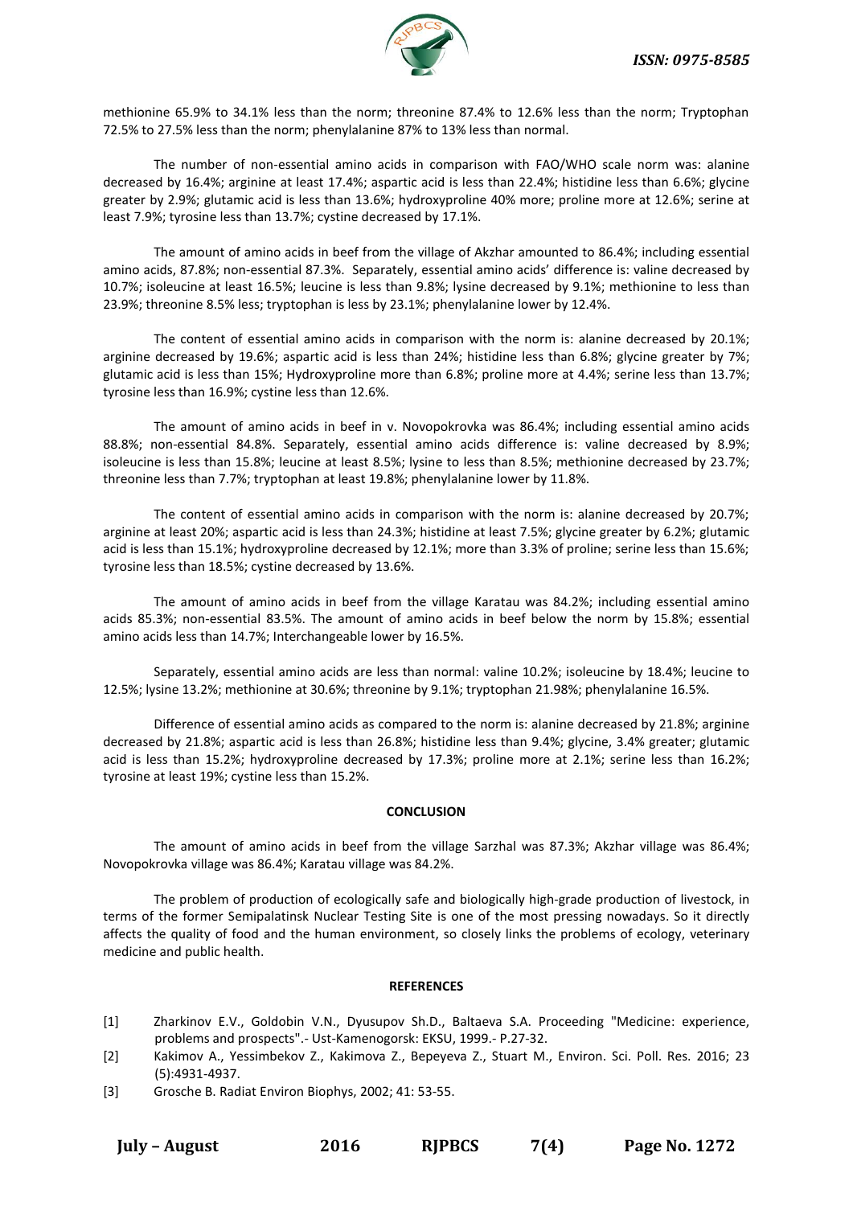methionine 65.9% to 34.1% less than the norm; threonine 87.4% to 12.6% less than the norm; Tryptophan 72.5% to 27.5% less than the norm; phenylalanine 87% to 13% less than normal.

The number of non-essential amino acids in comparison with FAO/WHO scale norm was: alanine decreased by 16.4%; arginine at least 17.4%; aspartic acid is less than 22.4%; histidine less than 6.6%; glycine greater by 2.9%; glutamic acid is less than 13.6%; hydroxyproline 40% more; proline more at 12.6%; serine at least 7.9%; tyrosine less than 13.7%; cystine decreased by 17.1%.

The amount of amino acids in beef from the village of Akzhar amounted to 86.4%; including essential amino acids, 87.8%; non-essential 87.3%. Separately, essential amino acids' difference is: valine decreased by 10.7%; isoleucine at least 16.5%; leucine is less than 9.8%; lysine decreased by 9.1%; methionine to less than 23.9%; threonine 8.5% less; tryptophan is less by 23.1%; phenylalanine lower by 12.4%.

The content of essential amino acids in comparison with the norm is: alanine decreased by 20.1%; arginine decreased by 19.6%; aspartic acid is less than 24%; histidine less than 6.8%; glycine greater by 7%; glutamic acid is less than 15%; Hydroxyproline more than 6.8%; proline more at 4.4%; serine less than 13.7%; tyrosine less than 16.9%; cystine less than 12.6%.

The amount of amino acids in beef in v. Novopokrovka was 86.4%; including essential amino acids 88.8%; non-essential 84.8%. Separately, essential amino acids difference is: valine decreased by 8.9%; isoleucine is less than 15.8%; leucine at least 8.5%; lysine to less than 8.5%; methionine decreased by 23.7%; threonine less than 7.7%; tryptophan at least 19.8%; phenylalanine lower by 11.8%.

The content of essential amino acids in comparison with the norm is: alanine decreased by 20.7%; arginine at least 20%; aspartic acid is less than 24.3%; histidine at least 7.5%; glycine greater by 6.2%; glutamic acid is less than 15.1%; hydroxyproline decreased by 12.1%; more than 3.3% of proline; serine less than 15.6%; tyrosine less than 18.5%; cystine decreased by 13.6%.

The amount of amino acids in beef from the village Karatau was 84.2%; including essential amino acids 85.3%; non-essential 83.5%. The amount of amino acids in beef below the norm by 15.8%; essential amino acids less than 14.7%; Interchangeable lower by 16.5%.

Separately, essential amino acids are less than normal: valine 10.2%; isoleucine by 18.4%; leucine to 12.5%; lysine 13.2%; methionine at 30.6%; threonine by 9.1%; tryptophan 21.98%; phenylalanine 16.5%.

Difference of essential amino acids as compared to the norm is: alanine decreased by 21.8%; arginine decreased by 21.8%; aspartic acid is less than 26.8%; histidine less than 9.4%; glycine, 3.4% greater; glutamic acid is less than 15.2%; hydroxyproline decreased by 17.3%; proline more at 2.1%; serine less than 16.2%; tyrosine at least 19%; cystine less than 15.2%.

## CONCLUSION

The amount of amino acids in beef from the village Sarzhal was 87.3%; Akzhar village was 86.4%; Novopokrovka village was 86.4%; Karatau village was 84.2%.

The problem of production of ecologically safe and biologically high-grade production of livestock, in terms of the former Semipalatinsk Nuclear Testing Site is one of the most pressing nowadays. So it directly affects the quality of food and the human environment, so closely links the problems of ecology, veterinary medicine and public health.

## REFERENCES

[1] Zharkinov E.V., Goldobin V.N., Dyusupov Sh.D., Baltaeva S.A. Proceeding "Medicine: experience, problems and prospects".- Ust-Kamenogorsk: EKSU, 1999.- P.27-32.

[2] Kakimov A., Yessimbekov Z., Kakimova Z., Bepeyeva Z., Stuart M., Environ. Sci. Poll. Res. 2016; 23 (5):4931-4937.

[3] Grosche B. Radiat Environ Biophys, 2002; 41: 53-55.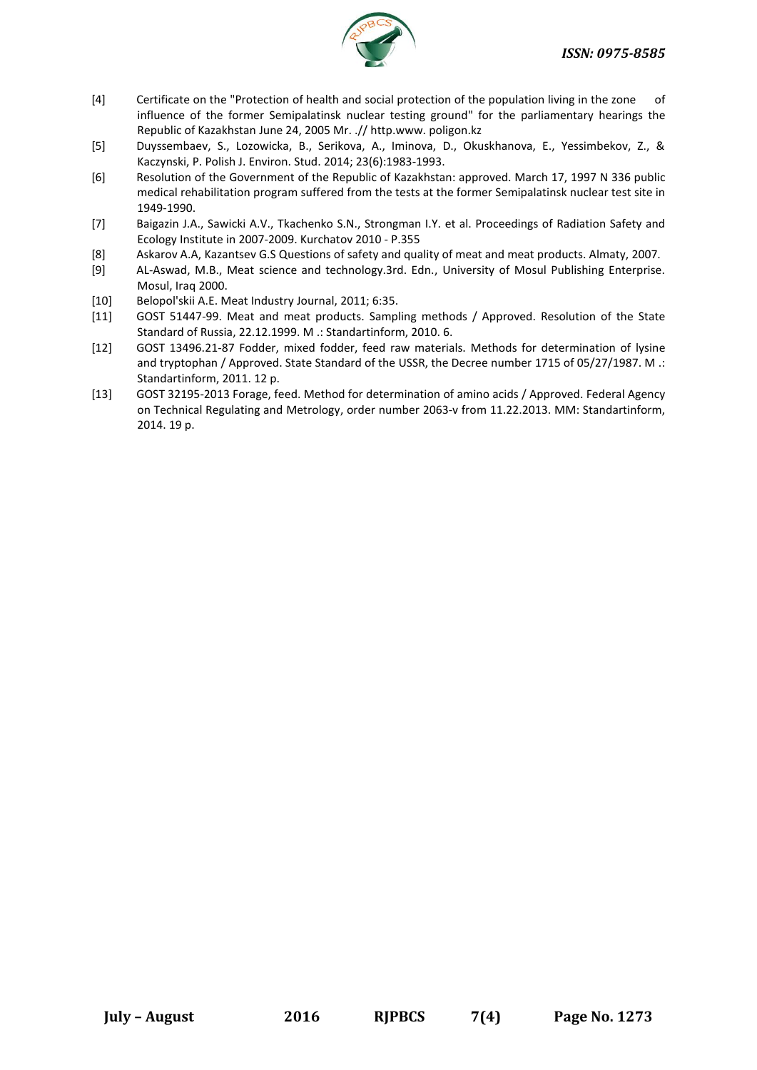[4] Certificate on the "Protection of health and social protection of the population living in the zone of influence of the former Semipalatinsk nuclear testing ground" for the parliamentary hearings the Republic of Kazakhstan June 24, 2005 Mr. .// http.www. poligon.kz

[5] Duyssembaev, S., Lozowicka, B., Serikova, A., Iminova, D., Okuskhanova, E., Yessimbekov, Z., & Kaczynski, P. Polish J. Environ. Stud. 2014; 23(6):1983-1993.

[6] Resolution of the Government of the Republic of Kazakhstan: approved. March 17, 1997 N 336 public medical rehabilitation program suffered from the tests at the former Semipalatinsk nuclear test site in 1949-1990.

[7] Baigazin J.A., Sawicki A.V., Tkachenko S.N., Strongman I.Y. et al. Proceedings of Radiation Safety and Ecology Institute in 2007-2009. Kurchatov 2010 - P.355

[8] Askarov A.A, Kazantsev G.S Questions of safety and quality of meat and meat products. Almaty, 2007.

[9] AL-Aswad, M.B., Meat science and technology.3rd. Edn., University of Mosul Publishing Enterprise. Mosul, Iraq 2000.

[10] Belopol'skii A.E. Meat Industry Journal, 2011; 6:35.

[11] GOST 51447-99. Meat and meat products. Sampling methods / Approved. Resolution of the State Standard of Russia, 22.12.1999. M .: Standartinform, 2010. 6.

[12] GOST 13496.21-87 Fodder, mixed fodder, feed raw materials. Methods for determination of lysine and tryptophan / Approved. State Standard of the USSR, the Decree number 1715 of 05/27/1987. M .: Standartinform, 2011. 12 p.

[13] GOST 32195-2013 Forage, feed. Method for determination of amino acids / Approved. Federal Agency on Technical Regulating and Metrology, order number 2063-v from 11.22.2013. MM: Standartinform, 2014. 19 p.